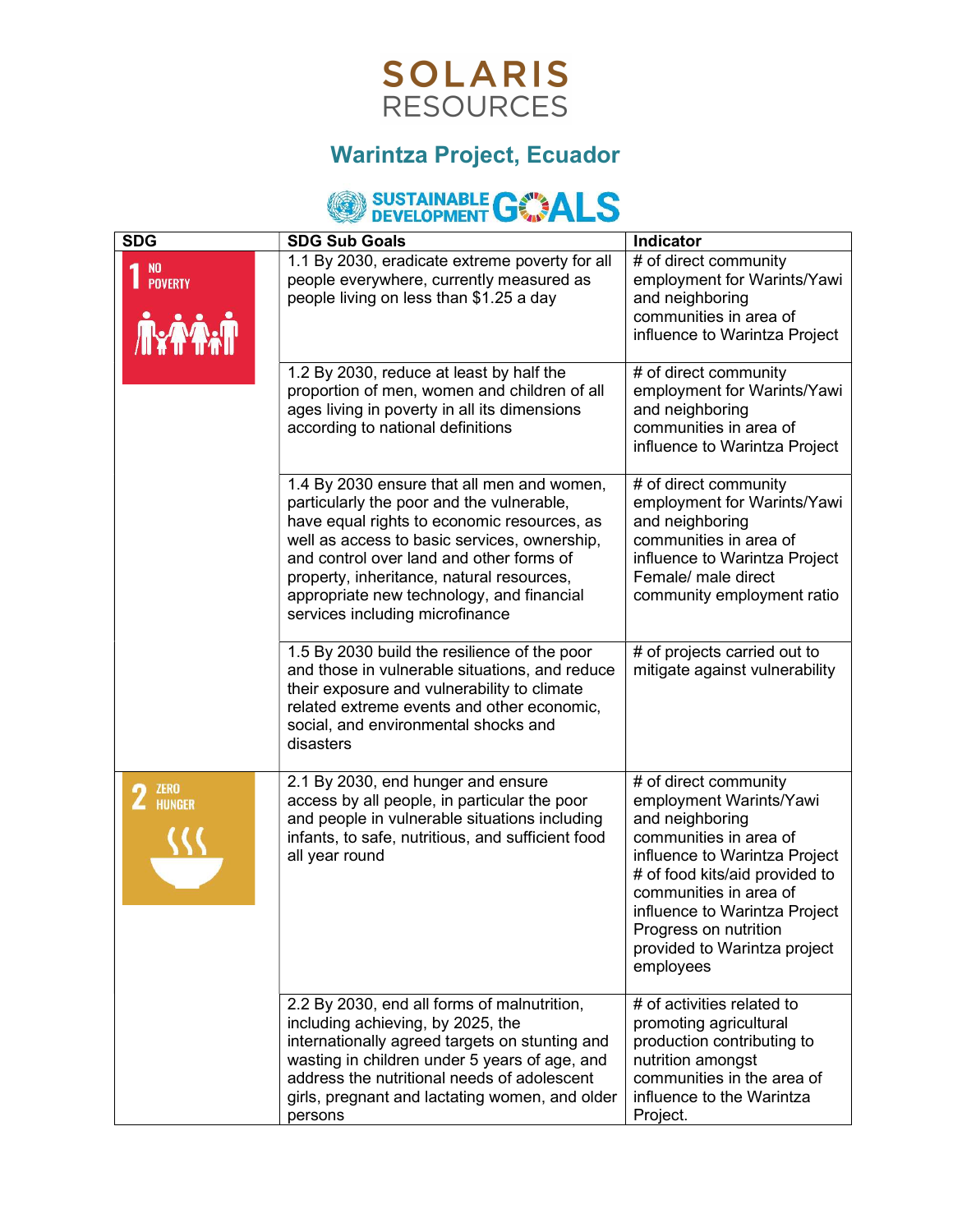# SOLARIS RESOURCES

## Warintza Project, Ecuador

### SUSTAINABLE DEVELOPMENT GOALS

| SDG | SDG Sub Goals | Indicator |
|---|---|---|
| 1 NO POVERTY | 1.1 By 2030, eradicate extreme poverty for all people everywhere, currently measured as people living on less than $1.25 a day | # of direct community employment for Warints/Yawi and neighboring communities in area of influence to Warintza Project |
| | 1.2 By 2030, reduce at least by half the proportion of men, women and children of all ages living in poverty in all its dimensions according to national definitions | # of direct community employment for Warints/Yawi and neighboring communities in area of influence to Warintza Project |
| | 1.4 By 2030 ensure that all men and women, particularly the poor and the vulnerable, have equal rights to economic resources, as well as access to basic services, ownership, and control over land and other forms of property, inheritance, natural resources, appropriate new technology, and financial services including microfinance | # of direct community employment for Warints/Yawi and neighboring communities in area of influence to Warintza Project<br>Female/ male direct community employment ratio |
| | 1.5 By 2030 build the resilience of the poor and those in vulnerable situations, and reduce their exposure and vulnerability to climate related extreme events and other economic, social, and environmental shocks and disasters | # of projects carried out to mitigate against vulnerability |
| 2 ZERO HUNGER | 2.1 By 2030, end hunger and ensure access by all people, in particular the poor and people in vulnerable situations including infants, to safe, nutritious, and sufficient food all year round | # of direct community employment Warints/Yawi and neighboring communities in area of influence to Warintza Project<br># of food kits/aid provided to communities in area of influence to Warintza Project<br>Progress on nutrition provided to Warintza project employees |
| | 2.2 By 2030, end all forms of malnutrition, including achieving, by 2025, the internationally agreed targets on stunting and wasting in children under 5 years of age, and address the nutritional needs of adolescent girls, pregnant and lactating women, and older persons | # of activities related to promoting agricultural production contributing to nutrition amongst communities in the area of influence to the Warintza Project. |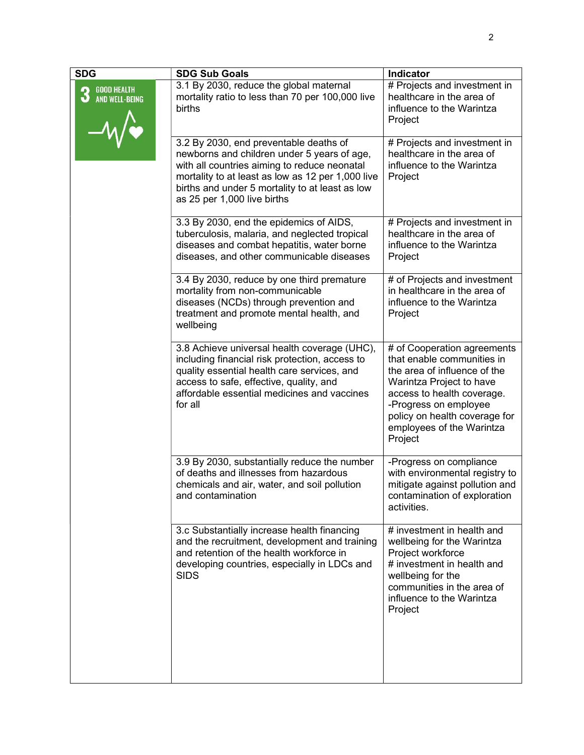| SDG | SDG Sub Goals | Indicator |
|---|---|---|
| 3 GOOD HEALTH AND WELL-BEING | 3.1 By 2030, reduce the global maternal mortality ratio to less than 70 per 100,000 live births | # Projects and investment in healthcare in the area of influence to the Warintza Project |
| | 3.2 By 2030, end preventable deaths of newborns and children under 5 years of age, with all countries aiming to reduce neonatal mortality to at least as low as 12 per 1,000 live births and under 5 mortality to at least as low as 25 per 1,000 live births | # Projects and investment in healthcare in the area of influence to the Warintza Project |
| | 3.3 By 2030, end the epidemics of AIDS, tuberculosis, malaria, and neglected tropical diseases and combat hepatitis, water borne diseases, and other communicable diseases | # Projects and investment in healthcare in the area of influence to the Warintza Project |
| | 3.4 By 2030, reduce by one third premature mortality from non-communicable diseases (NCDs) through prevention and treatment and promote mental health, and wellbeing | # of Projects and investment in healthcare in the area of influence to the Warintza Project |
| | 3.8 Achieve universal health coverage (UHC), including financial risk protection, access to quality essential health care services, and access to safe, effective, quality, and affordable essential medicines and vaccines for all | # of Cooperation agreements that enable communities in the area of influence of the Warintza Project to have access to health coverage.<br>-Progress on employee policy on health coverage for employees of the Warintza Project |
| | 3.9 By 2030, substantially reduce the number of deaths and illnesses from hazardous chemicals and air, water, and soil pollution and contamination | -Progress on compliance with environmental registry to mitigate against pollution and contamination of exploration activities. |
| | 3.c Substantially increase health financing and the recruitment, development and training and retention of the health workforce in developing countries, especially in LDCs and SIDS | # investment in health and wellbeing for the Warintza Project workforce<br># investment in health and wellbeing for the communities in the area of influence to the Warintza Project |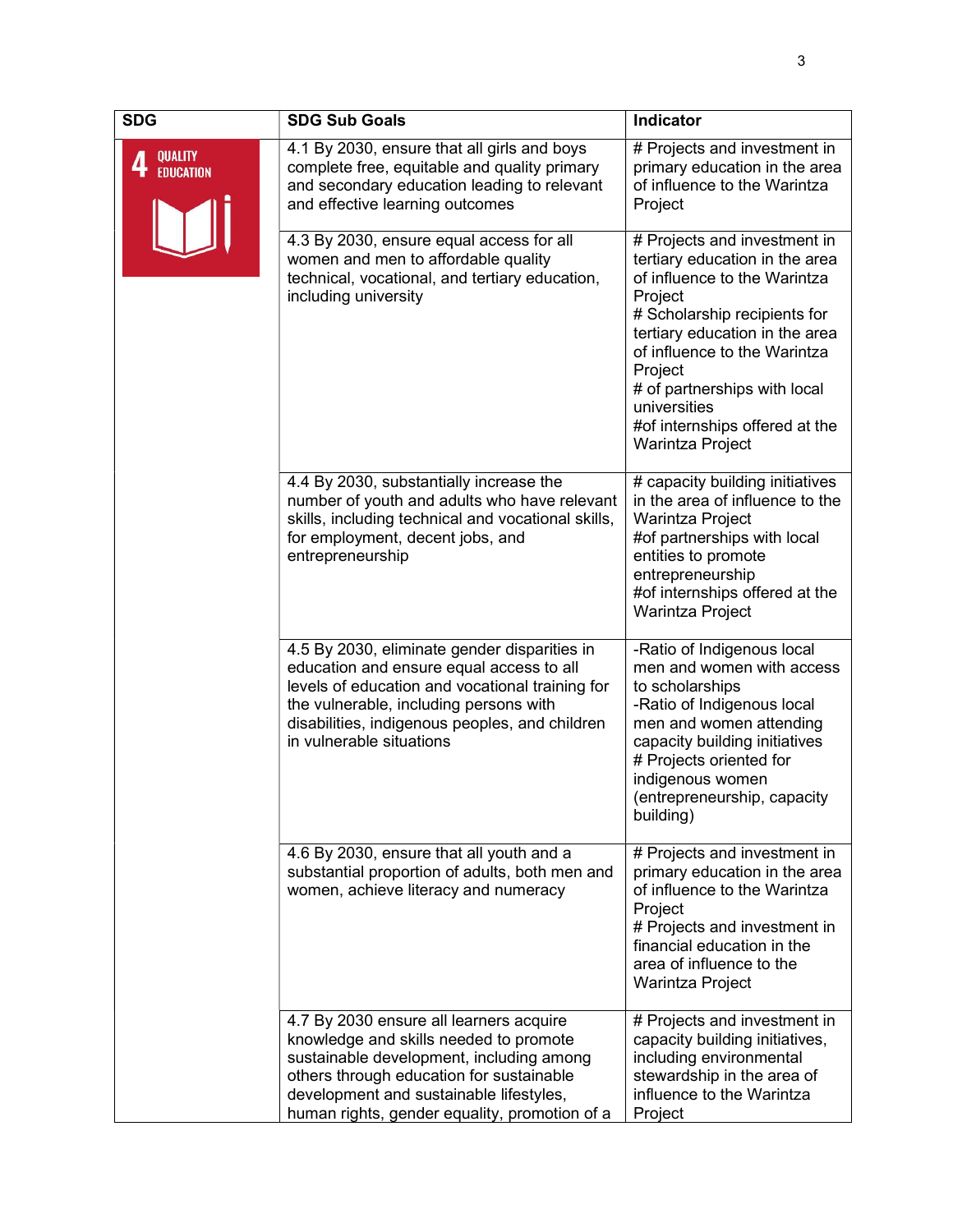| SDG | SDG Sub Goals | Indicator |
|---|---|---|
| 4 QUALITY EDUCATION | 4.1 By 2030, ensure that all girls and boys complete free, equitable and quality primary and secondary education leading to relevant and effective learning outcomes | # Projects and investment in primary education in the area of influence to the Warintza Project |
| | 4.3 By 2030, ensure equal access for all women and men to affordable quality technical, vocational, and tertiary education, including university | # Projects and investment in tertiary education in the area of influence to the Warintza Project<br># Scholarship recipients for tertiary education in the area of influence to the Warintza Project<br># of partnerships with local universities<br>#of internships offered at the Warintza Project |
| | 4.4 By 2030, substantially increase the number of youth and adults who have relevant skills, including technical and vocational skills, for employment, decent jobs, and entrepreneurship | # capacity building initiatives in the area of influence to the Warintza Project<br>#of partnerships with local entities to promote entrepreneurship<br>#of internships offered at the Warintza Project |
| | 4.5 By 2030, eliminate gender disparities in education and ensure equal access to all levels of education and vocational training for the vulnerable, including persons with disabilities, indigenous peoples, and children in vulnerable situations | -Ratio of Indigenous local men and women with access to scholarships<br>-Ratio of Indigenous local men and women attending capacity building initiatives<br># Projects oriented for indigenous women (entrepreneurship, capacity building) |
| | 4.6 By 2030, ensure that all youth and a substantial proportion of adults, both men and women, achieve literacy and numeracy | # Projects and investment in primary education in the area of influence to the Warintza Project<br># Projects and investment in financial education in the area of influence to the Warintza Project |
| | 4.7 By 2030 ensure all learners acquire knowledge and skills needed to promote sustainable development, including among others through education for sustainable development and sustainable lifestyles, human rights, gender equality, promotion of a | # Projects and investment in capacity building initiatives, including environmental stewardship in the area of influence to the Warintza Project |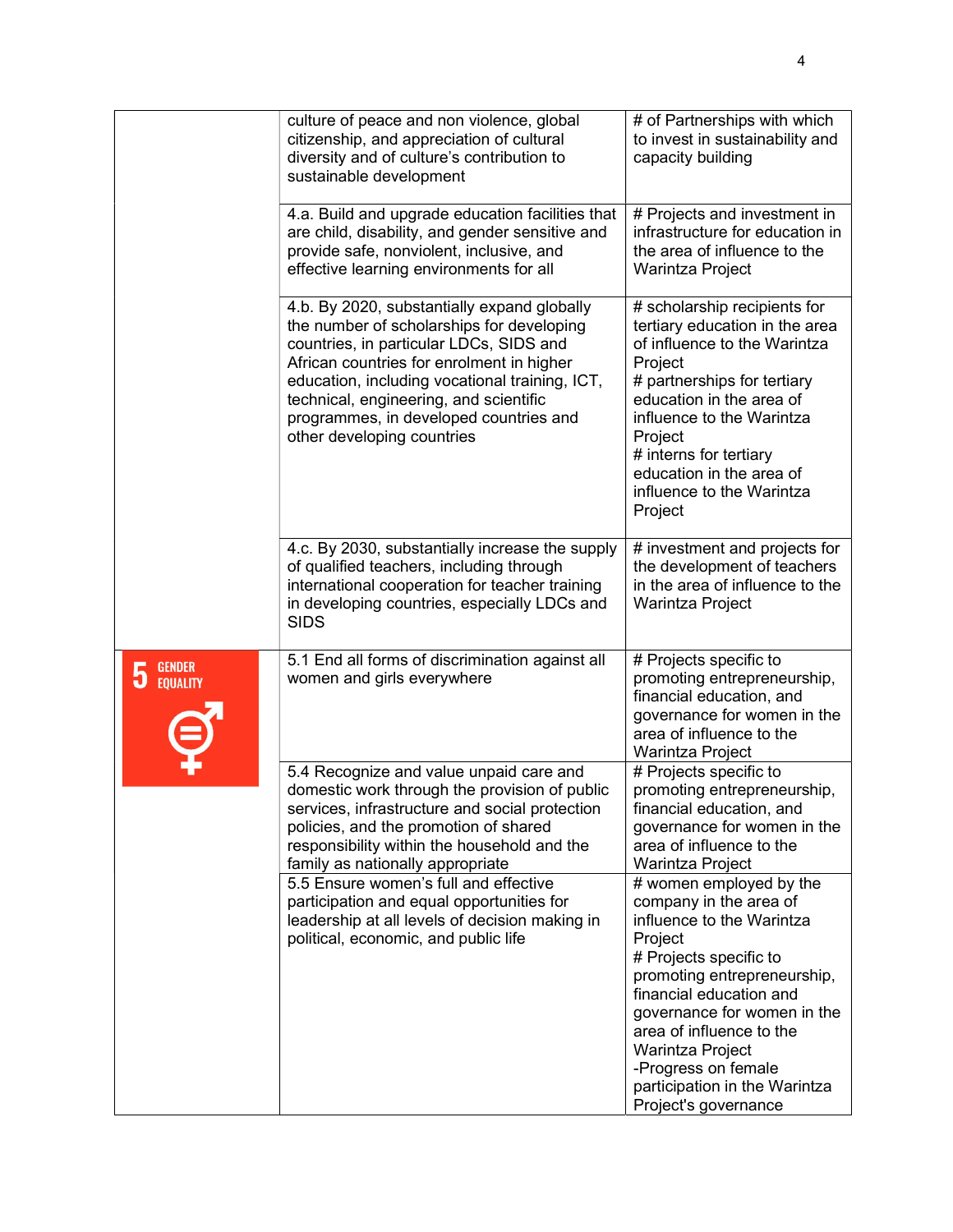| | | |
|---|---|---|
| | culture of peace and non violence, global citizenship, and appreciation of cultural diversity and of culture's contribution to sustainable development | # of Partnerships with which to invest in sustainability and capacity building |
| | 4.a. Build and upgrade education facilities that are child, disability, and gender sensitive and provide safe, nonviolent, inclusive, and effective learning environments for all | # Projects and investment in infrastructure for education in the area of influence to the Warintza Project |
| | 4.b. By 2020, substantially expand globally the number of scholarships for developing countries, in particular LDCs, SIDS and African countries for enrolment in higher education, including vocational training, ICT, technical, engineering, and scientific programmes, in developed countries and other developing countries | # scholarship recipients for tertiary education in the area of influence to the Warintza Project<br># partnerships for tertiary education in the area of influence to the Warintza Project<br># interns for tertiary education in the area of influence to the Warintza Project |
| | 4.c. By 2030, substantially increase the supply of qualified teachers, including through international cooperation for teacher training in developing countries, especially LDCs and SIDS | # investment and projects for the development of teachers in the area of influence to the Warintza Project |
| 5 GENDER EQUALITY | 5.1 End all forms of discrimination against all women and girls everywhere | # Projects specific to promoting entrepreneurship, financial education, and governance for women in the area of influence to the Warintza Project |
| | 5.4 Recognize and value unpaid care and domestic work through the provision of public services, infrastructure and social protection policies, and the promotion of shared responsibility within the household and the family as nationally appropriate | # Projects specific to promoting entrepreneurship, financial education, and governance for women in the area of influence to the Warintza Project |
| | 5.5 Ensure women's full and effective participation and equal opportunities for leadership at all levels of decision making in political, economic, and public life | # women employed by the company in the area of influence to the Warintza Project<br># Projects specific to promoting entrepreneurship, financial education and governance for women in the area of influence to the Warintza Project<br>-Progress on female participation in the Warintza Project's governance |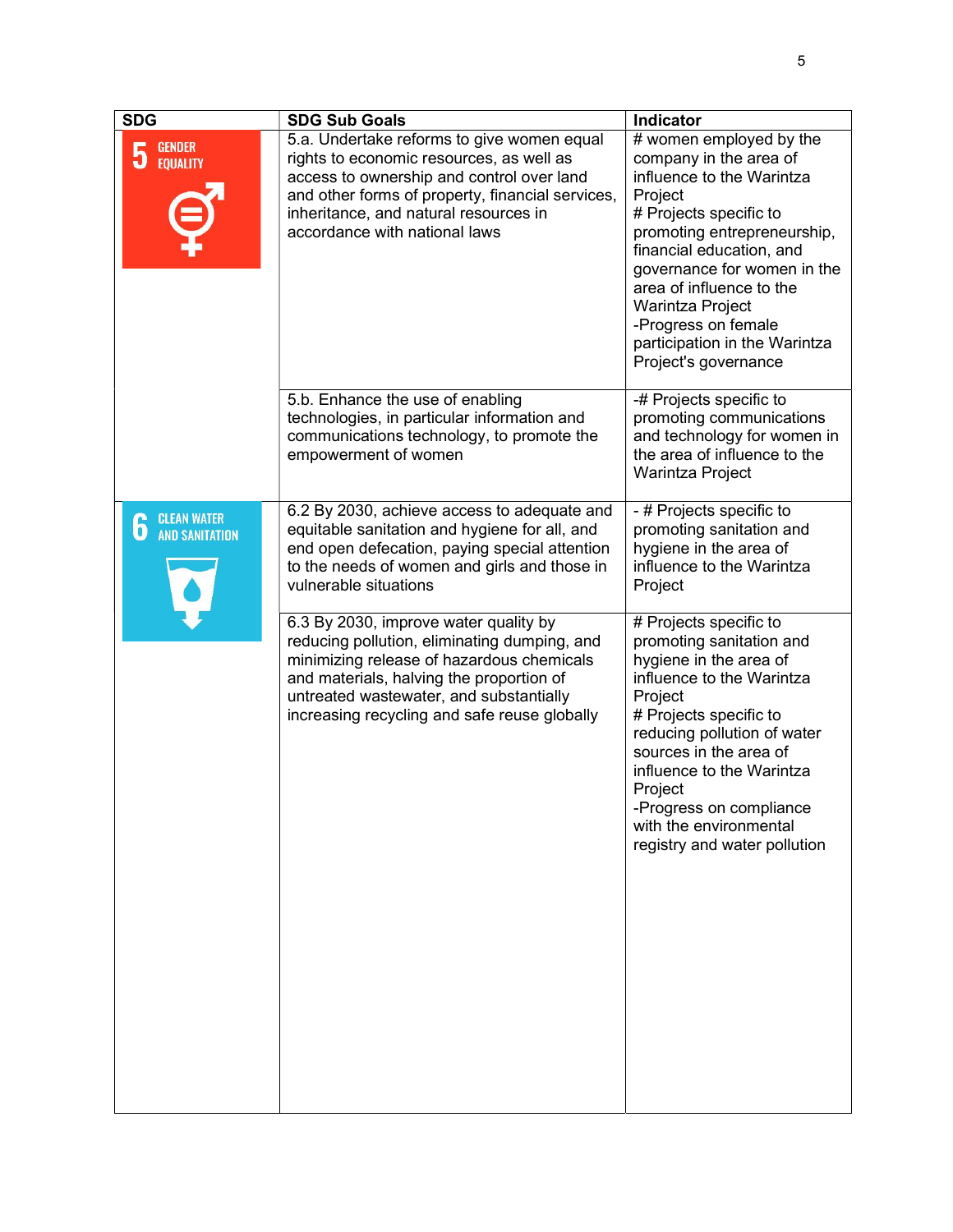| SDG | SDG Sub Goals | Indicator |
|---|---|---|
| 5 GENDER EQUALITY | 5.a. Undertake reforms to give women equal rights to economic resources, as well as access to ownership and control over land and other forms of property, financial services, inheritance, and natural resources in accordance with national laws | # women employed by the company in the area of influence to the Warintza Project<br># Projects specific to promoting entrepreneurship, financial education, and governance for women in the area of influence to the Warintza Project<br>-Progress on female participation in the Warintza Project's governance |
| | 5.b. Enhance the use of enabling technologies, in particular information and communications technology, to promote the empowerment of women | -# Projects specific to promoting communications and technology for women in the area of influence to the Warintza Project |
| 6 CLEAN WATER AND SANITATION | 6.2 By 2030, achieve access to adequate and equitable sanitation and hygiene for all, and end open defecation, paying special attention to the needs of women and girls and those in vulnerable situations | - # Projects specific to promoting sanitation and hygiene in the area of influence to the Warintza Project |
| | 6.3 By 2030, improve water quality by reducing pollution, eliminating dumping, and minimizing release of hazardous chemicals and materials, halving the proportion of untreated wastewater, and substantially increasing recycling and safe reuse globally | # Projects specific to promoting sanitation and hygiene in the area of influence to the Warintza Project<br># Projects specific to reducing pollution of water sources in the area of influence to the Warintza Project<br>-Progress on compliance with the environmental registry and water pollution |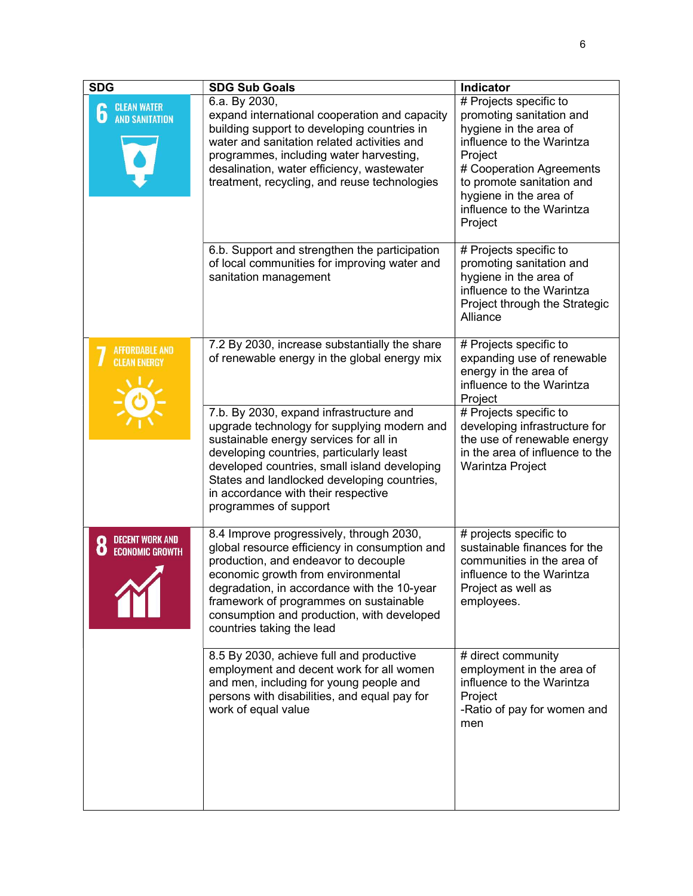| SDG | SDG Sub Goals | Indicator |
|---|---|---|
| 6 CLEAN WATER AND SANITATION | 6.a. By 2030, expand international cooperation and capacity building support to developing countries in water and sanitation related activities and programmes, including water harvesting, desalination, water efficiency, wastewater treatment, recycling, and reuse technologies | # Projects specific to promoting sanitation and hygiene in the area of influence to the Warintza Project<br># Cooperation Agreements to promote sanitation and hygiene in the area of influence to the Warintza Project |
| | 6.b. Support and strengthen the participation of local communities for improving water and sanitation management | # Projects specific to promoting sanitation and hygiene in the area of influence to the Warintza Project through the Strategic Alliance |
| 7 AFFORDABLE AND CLEAN ENERGY | 7.2 By 2030, increase substantially the share of renewable energy in the global energy mix | # Projects specific to expanding use of renewable energy in the area of influence to the Warintza Project |
| | 7.b. By 2030, expand infrastructure and upgrade technology for supplying modern and sustainable energy services for all in developing countries, particularly least developed countries, small island developing States and landlocked developing countries, in accordance with their respective programmes of support | # Projects specific to developing infrastructure for the use of renewable energy in the area of influence to the Warintza Project |
| 8 DECENT WORK AND ECONOMIC GROWTH | 8.4 Improve progressively, through 2030, global resource efficiency in consumption and production, and endeavor to decouple economic growth from environmental degradation, in accordance with the 10-year framework of programmes on sustainable consumption and production, with developed countries taking the lead | # projects specific to sustainable finances for the communities in the area of influence to the Warintza Project as well as employees. |
| | 8.5 By 2030, achieve full and productive employment and decent work for all women and men, including for young people and persons with disabilities, and equal pay for work of equal value | # direct community employment in the area of influence to the Warintza Project<br>-Ratio of pay for women and men |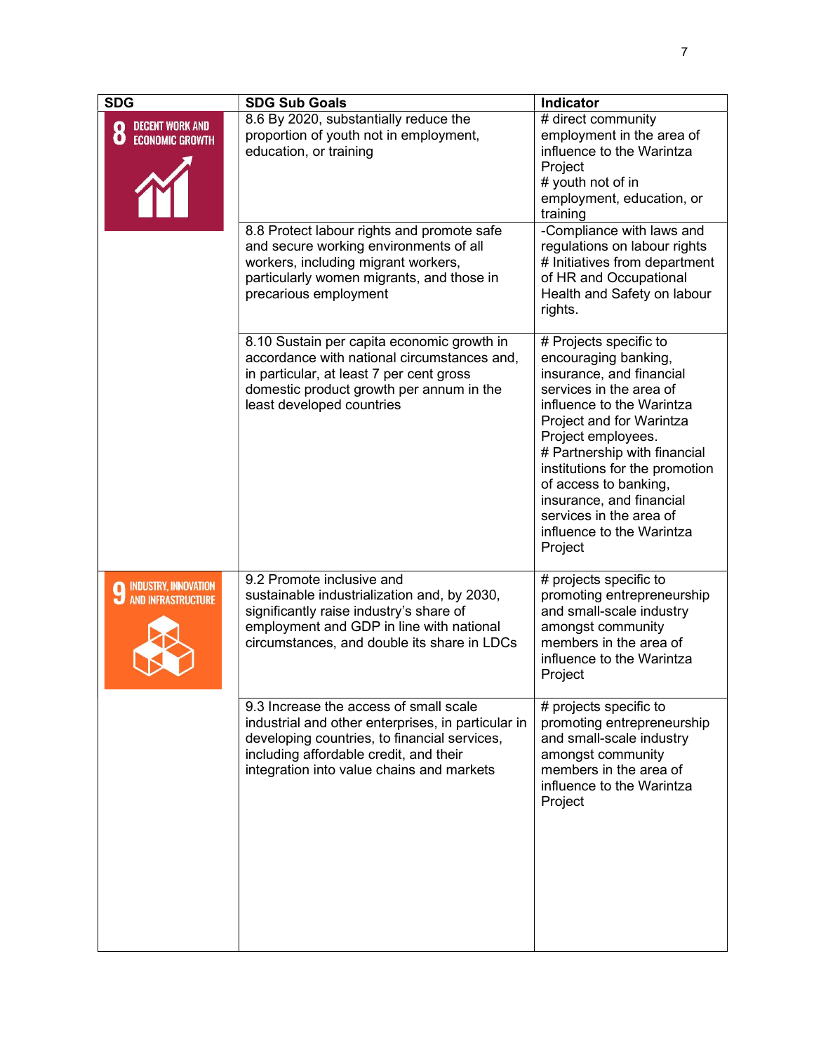| SDG | SDG Sub Goals | Indicator |
|---|---|---|
| 8 DECENT WORK AND ECONOMIC GROWTH | 8.6 By 2020, substantially reduce the proportion of youth not in employment, education, or training | # direct community employment in the area of influence to the Warintza Project<br># youth not of in employment, education, or training |
| | 8.8 Protect labour rights and promote safe and secure working environments of all workers, including migrant workers, particularly women migrants, and those in precarious employment | -Compliance with laws and regulations on labour rights<br># Initiatives from department of HR and Occupational Health and Safety on labour rights. |
| | 8.10 Sustain per capita economic growth in accordance with national circumstances and, in particular, at least 7 per cent gross domestic product growth per annum in the least developed countries | # Projects specific to encouraging banking, insurance, and financial services in the area of influence to the Warintza Project and for Warintza Project employees.<br># Partnership with financial institutions for the promotion of access to banking, insurance, and financial services in the area of influence to the Warintza Project |
| 9 INDUSTRY, INNOVATION AND INFRASTRUCTURE | 9.2 Promote inclusive and sustainable industrialization and, by 2030, significantly raise industry's share of employment and GDP in line with national circumstances, and double its share in LDCs | # projects specific to promoting entrepreneurship and small-scale industry amongst community members in the area of influence to the Warintza Project |
| | 9.3 Increase the access of small scale industrial and other enterprises, in particular in developing countries, to financial services, including affordable credit, and their integration into value chains and markets | # projects specific to promoting entrepreneurship and small-scale industry amongst community members in the area of influence to the Warintza Project |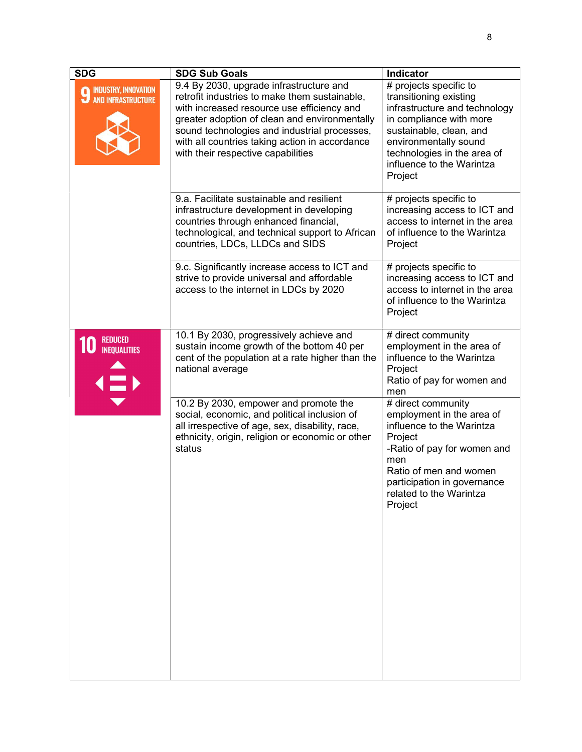| SDG | SDG Sub Goals | Indicator |
|---|---|---|
| 9 INDUSTRY, INNOVATION AND INFRASTRUCTURE | 9.4 By 2030, upgrade infrastructure and retrofit industries to make them sustainable, with increased resource use efficiency and greater adoption of clean and environmentally sound technologies and industrial processes, with all countries taking action in accordance with their respective capabilities | # projects specific to transitioning existing infrastructure and technology in compliance with more sustainable, clean, and environmentally sound technologies in the area of influence to the Warintza Project |
| | 9.a. Facilitate sustainable and resilient infrastructure development in developing countries through enhanced financial, technological, and technical support to African countries, LDCs, LLDCs and SIDS | # projects specific to increasing access to ICT and access to internet in the area of influence to the Warintza Project |
| | 9.c. Significantly increase access to ICT and strive to provide universal and affordable access to the internet in LDCs by 2020 | # projects specific to increasing access to ICT and access to internet in the area of influence to the Warintza Project |
| 10 REDUCED INEQUALITIES | 10.1 By 2030, progressively achieve and sustain income growth of the bottom 40 per cent of the population at a rate higher than the national average | # direct community employment in the area of influence to the Warintza Project<br>Ratio of pay for women and men |
| | 10.2 By 2030, empower and promote the social, economic, and political inclusion of all irrespective of age, sex, disability, race, ethnicity, origin, religion or economic or other status | # direct community employment in the area of influence to the Warintza Project<br>-Ratio of pay for women and men<br>Ratio of men and women participation in governance related to the Warintza Project |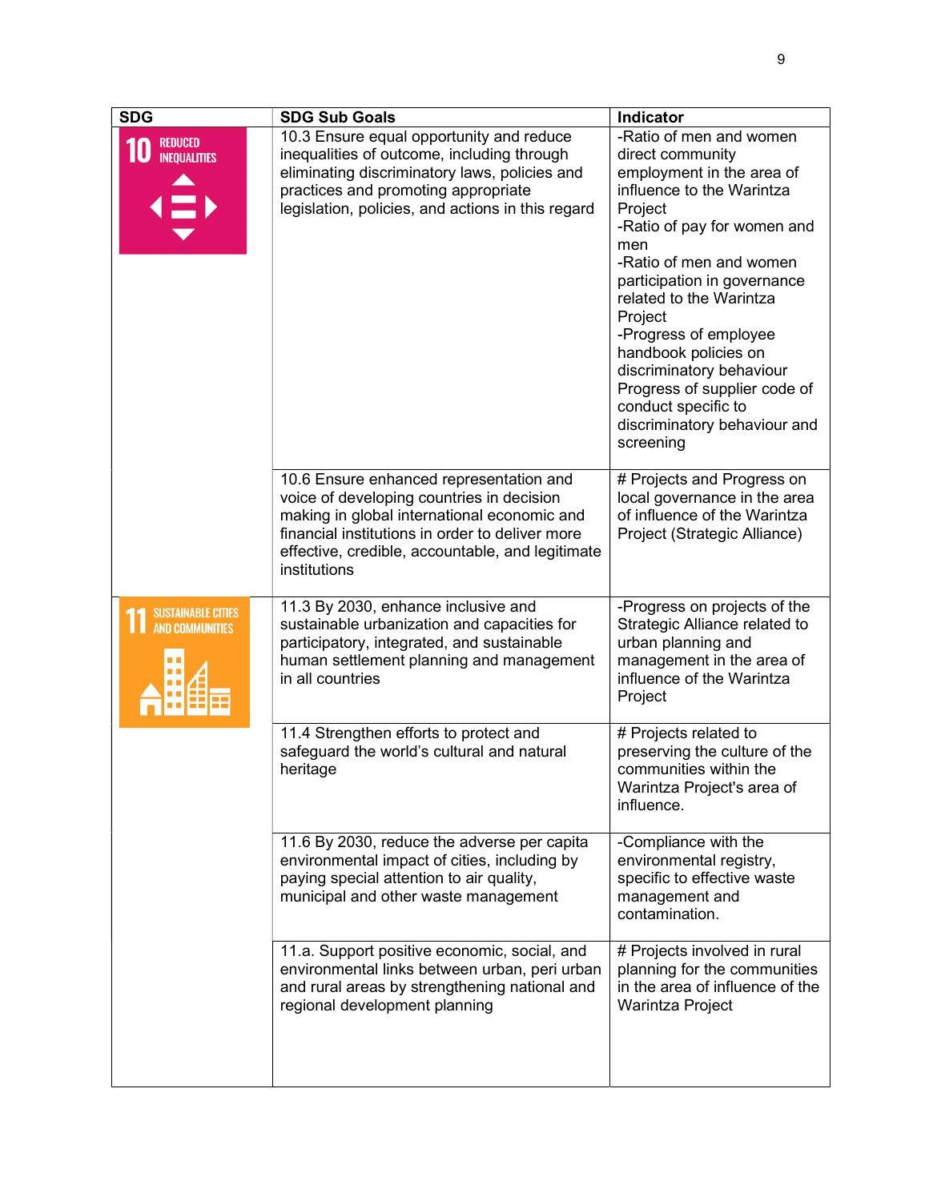| SDG | SDG Sub Goals | Indicator |
|---|---|---|
| 10 REDUCED INEQUALITIES | 10.3 Ensure equal opportunity and reduce inequalities of outcome, including through eliminating discriminatory laws, policies and practices and promoting appropriate legislation, policies, and actions in this regard | -Ratio of men and women direct community employment in the area of influence to the Warintza Project<br>-Ratio of pay for women and men<br>-Ratio of men and women participation in governance related to the Warintza Project<br>-Progress of employee handbook policies on discriminatory behaviour<br>Progress of supplier code of conduct specific to discriminatory behaviour and screening |
| | 10.6 Ensure enhanced representation and voice of developing countries in decision making in global international economic and financial institutions in order to deliver more effective, credible, accountable, and legitimate institutions | # Projects and Progress on local governance in the area of influence of the Warintza Project (Strategic Alliance) |
| 11 SUSTAINABLE CITIES AND COMMUNITIES | 11.3 By 2030, enhance inclusive and sustainable urbanization and capacities for participatory, integrated, and sustainable human settlement planning and management in all countries | -Progress on projects of the Strategic Alliance related to urban planning and management in the area of influence of the Warintza Project |
| | 11.4 Strengthen efforts to protect and safeguard the world's cultural and natural heritage | # Projects related to preserving the culture of the communities within the Warintza Project's area of influence. |
| | 11.6 By 2030, reduce the adverse per capita environmental impact of cities, including by paying special attention to air quality, municipal and other waste management | -Compliance with the environmental registry, specific to effective waste management and contamination. |
| | 11.a. Support positive economic, social, and environmental links between urban, peri urban and rural areas by strengthening national and regional development planning | # Projects involved in rural planning for the communities in the area of influence of the Warintza Project |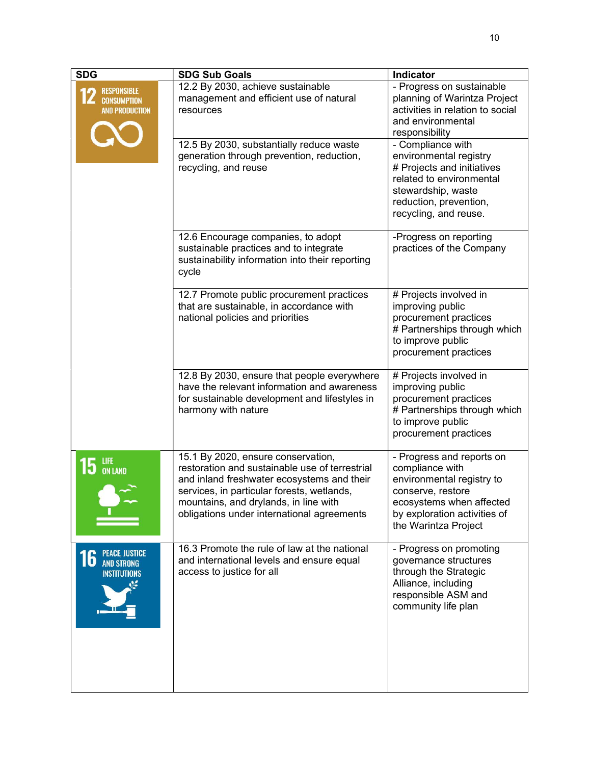| SDG | SDG Sub Goals | Indicator |
|---|---|---|
| 12 RESPONSIBLE CONSUMPTION AND PRODUCTION | 12.2 By 2030, achieve sustainable management and efficient use of natural resources | - Progress on sustainable planning of Warintza Project activities in relation to social and environmental responsibility |
| | 12.5 By 2030, substantially reduce waste generation through prevention, reduction, recycling, and reuse | - Compliance with environmental registry<br># Projects and initiatives related to environmental stewardship, waste reduction, prevention, recycling, and reuse. |
| | 12.6 Encourage companies, to adopt sustainable practices and to integrate sustainability information into their reporting cycle | -Progress on reporting practices of the Company |
| | 12.7 Promote public procurement practices that are sustainable, in accordance with national policies and priorities | # Projects involved in improving public procurement practices<br># Partnerships through which to improve public procurement practices |
| | 12.8 By 2030, ensure that people everywhere have the relevant information and awareness for sustainable development and lifestyles in harmony with nature | # Projects involved in improving public procurement practices<br># Partnerships through which to improve public procurement practices |
| 15 LIFE ON LAND | 15.1 By 2020, ensure conservation, restoration and sustainable use of terrestrial and inland freshwater ecosystems and their services, in particular forests, wetlands, mountains, and drylands, in line with obligations under international agreements | - Progress and reports on compliance with environmental registry to conserve, restore ecosystems when affected by exploration activities of the Warintza Project |
| 16 PEACE, JUSTICE AND STRONG INSTITUTIONS | 16.3 Promote the rule of law at the national and international levels and ensure equal access to justice for all | - Progress on promoting governance structures through the Strategic Alliance, including responsible ASM and community life plan |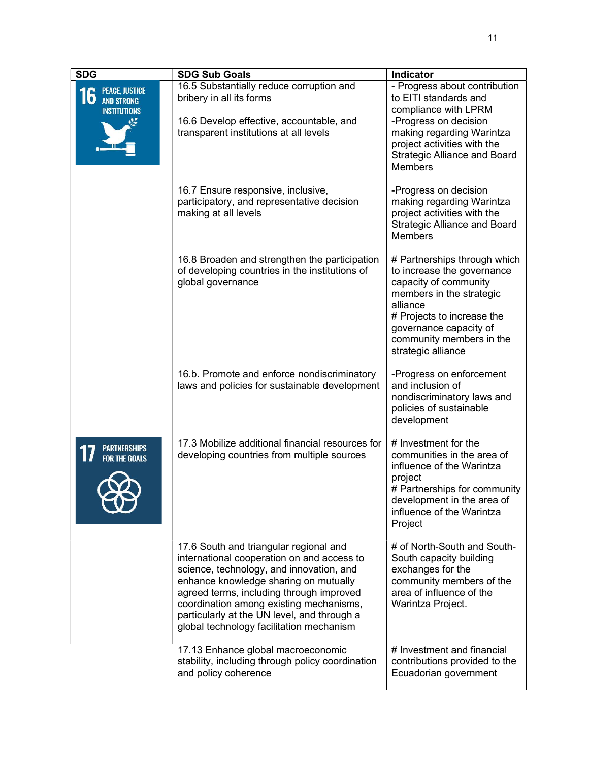| SDG | SDG Sub Goals | Indicator |
|---|---|---|
| 16 PEACE, JUSTICE AND STRONG INSTITUTIONS | 16.5 Substantially reduce corruption and bribery in all its forms | - Progress about contribution to EITI standards and compliance with LPRM |
| | 16.6 Develop effective, accountable, and transparent institutions at all levels | -Progress on decision making regarding Warintza project activities with the Strategic Alliance and Board Members |
| | 16.7 Ensure responsive, inclusive, participatory, and representative decision making at all levels | -Progress on decision making regarding Warintza project activities with the Strategic Alliance and Board Members |
| | 16.8 Broaden and strengthen the participation of developing countries in the institutions of global governance | # Partnerships through which to increase the governance capacity of community members in the strategic alliance<br># Projects to increase the governance capacity of community members in the strategic alliance |
| | 16.b. Promote and enforce nondiscriminatory laws and policies for sustainable development | -Progress on enforcement and inclusion of nondiscriminatory laws and policies of sustainable development |
| 17 PARTNERSHIPS FOR THE GOALS | 17.3 Mobilize additional financial resources for developing countries from multiple sources | # Investment for the communities in the area of influence of the Warintza project<br># Partnerships for community development in the area of influence of the Warintza Project |
| | 17.6 South and triangular regional and international cooperation on and access to science, technology, and innovation, and enhance knowledge sharing on mutually agreed terms, including through improved coordination among existing mechanisms, particularly at the UN level, and through a global technology facilitation mechanism | # of North-South and South-South capacity building exchanges for the community members of the area of influence of the Warintza Project. |
| | 17.13 Enhance global macroeconomic stability, including through policy coordination and policy coherence | # Investment and financial contributions provided to the Ecuadorian government |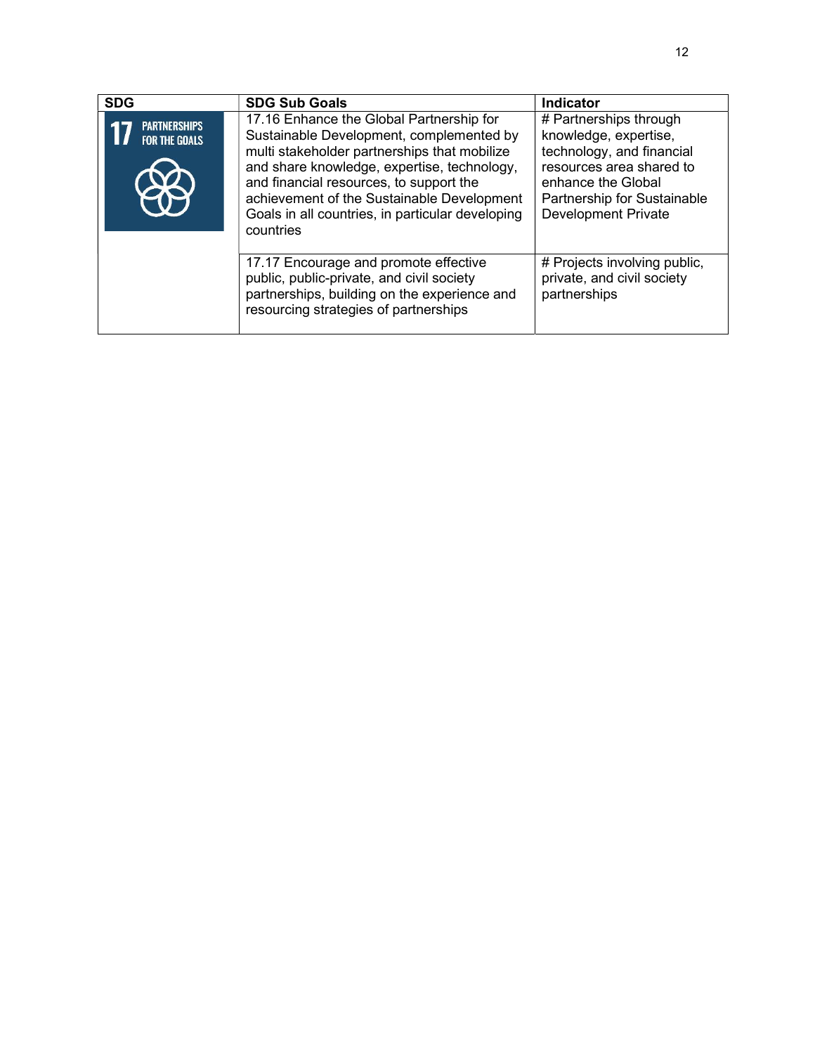| SDG | SDG Sub Goals | Indicator |
|---|---|---|
| 17 PARTNERSHIPS FOR THE GOALS | 17.16 Enhance the Global Partnership for Sustainable Development, complemented by multi stakeholder partnerships that mobilize and share knowledge, expertise, technology, and financial resources, to support the achievement of the Sustainable Development Goals in all countries, in particular developing countries | # Partnerships through knowledge, expertise, technology, and financial resources area shared to enhance the Global Partnership for Sustainable Development Private |
| | 17.17 Encourage and promote effective public, public-private, and civil society partnerships, building on the experience and resourcing strategies of partnerships | # Projects involving public, private, and civil society partnerships |